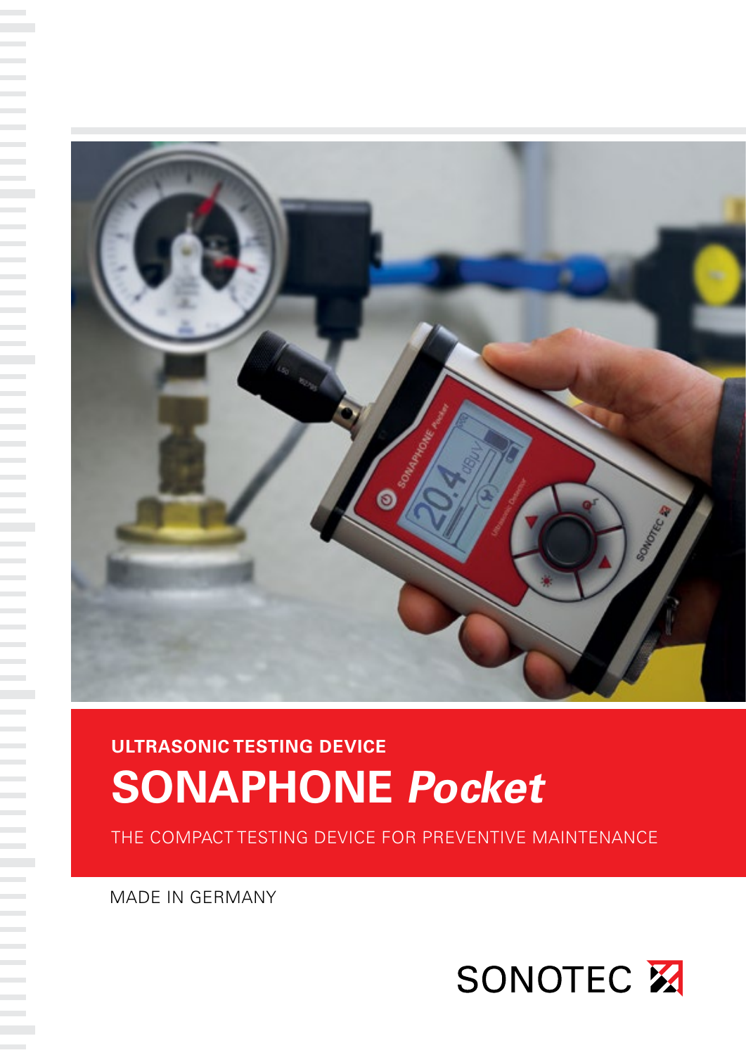ULTRASONIC TESTING DEVICE

# SONAPHONE *Pocket*

THE COMPACT TESTING DEVICE FOR PREVENTIVE MAINTENANCE

MADE IN GERMANY

SONOTEC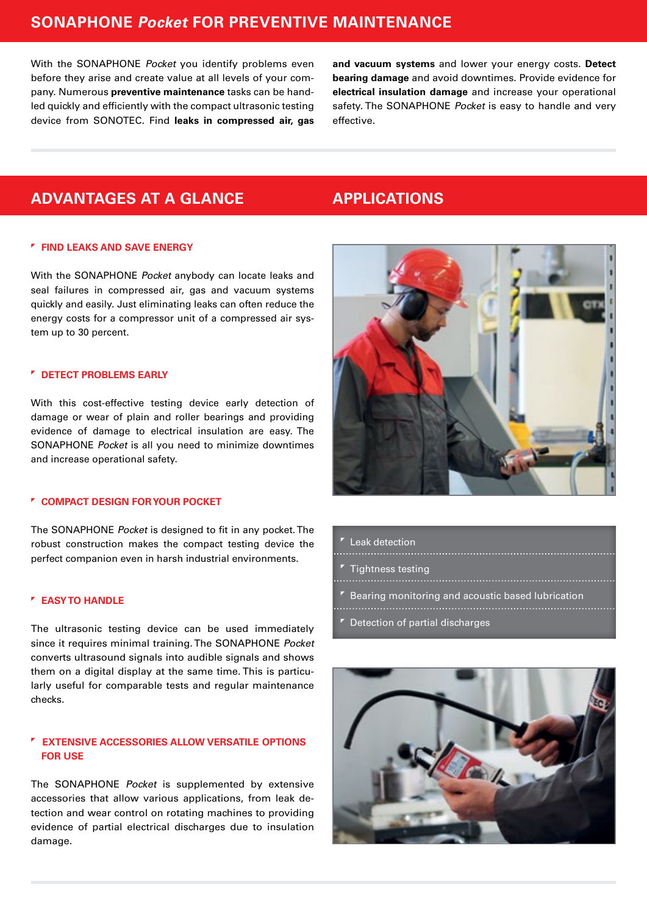# SONAPHONE *Pocket* FOR PREVENTIVE MAINTENANCE

With the SONAPHONE *Pocket* you identify problems even before they arise and create value at all levels of your company. Numerous **preventive maintenance** tasks can be handled quickly and efficiently with the compact ultrasonic testing device from SONOTEC. Find **leaks in compressed air, gas and vacuum systems** and lower your energy costs. **Detect bearing damage** and avoid downtimes. Provide evidence for **electrical insulation damage** and increase your operational safety. The SONAPHONE *Pocket* is easy to handle and very effective.

## ADVANTAGES AT A GLANCE

### FIND LEAKS AND SAVE ENERGY

With the SONAPHONE *Pocket* anybody can locate leaks and seal failures in compressed air, gas and vacuum systems quickly and easily. Just eliminating leaks can often reduce the energy costs for a compressor unit of a compressed air system up to 30 percent.

### DETECT PROBLEMS EARLY

With this cost-effective testing device early detection of damage or wear of plain and roller bearings and providing evidence of damage to electrical insulation are easy. The SONAPHONE *Pocket* is all you need to minimize downtimes and increase operational safety.

### COMPACT DESIGN FOR YOUR POCKET

The SONAPHONE *Pocket* is designed to fit in any pocket. The robust construction makes the compact testing device the perfect companion even in harsh industrial environments.

### EASY TO HANDLE

The ultrasonic testing device can be used immediately since it requires minimal training. The SONAPHONE *Pocket* converts ultrasound signals into audible signals and shows them on a digital display at the same time. This is particularly useful for comparable tests and regular maintenance checks.

### EXTENSIVE ACCESSORIES ALLOW VERSATILE OPTIONS FOR USE

The SONAPHONE *Pocket* is supplemented by extensive accessories that allow various applications, from leak detection and wear control on rotating machines to providing evidence of partial electrical discharges due to insulation damage.

## APPLICATIONS

- Leak detection
- Tightness testing
- Bearing monitoring and acoustic based lubrication
- Detection of partial discharges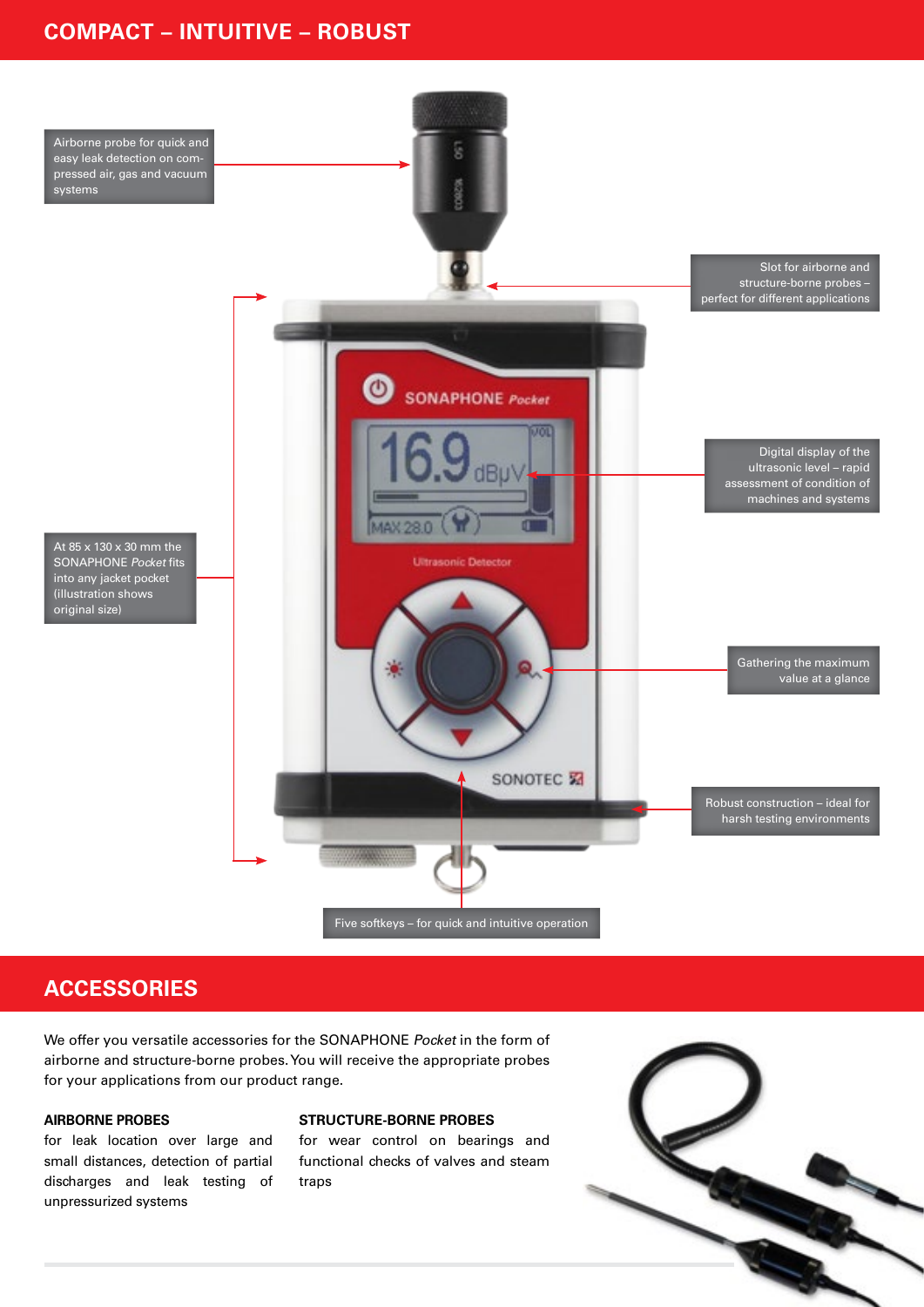## COMPACT – INTUITIVE – ROBUST

Airborne probe for quick and easy leak detection on compressed air, gas and vacuum systems

Slot for airborne and structure-borne probes – perfect for different applications

Digital display of the ultrasonic level – rapid assessment of condition of machines and systems

At 85 x 130 x 30 mm the SONAPHONE *Pocket* fits into any jacket pocket (illustration shows original size)

Gathering the maximum value at a glance

Robust construction – ideal for harsh testing environments

Five softkeys – for quick and intuitive operation

## ACCESSORIES

We offer you versatile accessories for the SONAPHONE *Pocket* in the form of airborne and structure-borne probes. You will receive the appropriate probes for your applications from our product range.

**AIRBORNE PROBES**
for leak location over large and small distances, detection of partial discharges and leak testing of unpressurized systems

**STRUCTURE-BORNE PROBES**
for wear control on bearings and functional checks of valves and steam traps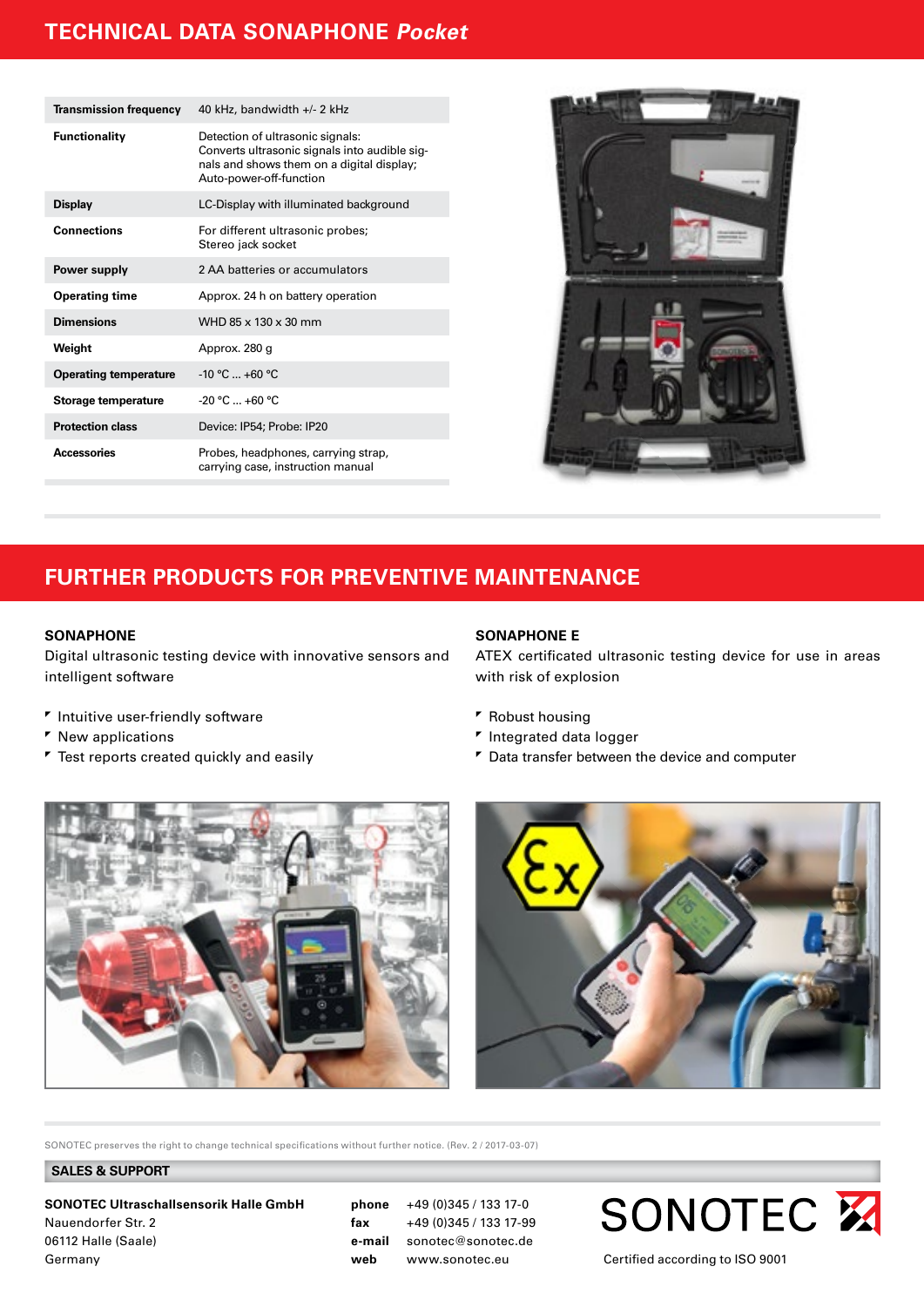# TECHNICAL DATA SONAPHONE *Pocket*

| | |
|---|---|
| **Transmission frequency** | 40 kHz, bandwidth +/- 2 kHz |
| **Functionality** | Detection of ultrasonic signals: Converts ultrasonic signals into audible signals and shows them on a digital display; Auto-power-off-function |
| **Display** | LC-Display with illuminated background |
| **Connections** | For different ultrasonic probes; Stereo jack socket |
| **Power supply** | 2 AA batteries or accumulators |
| **Operating time** | Approx. 24 h on battery operation |
| **Dimensions** | WHD 85 x 130 x 30 mm |
| **Weight** | Approx. 280 g |
| **Operating temperature** | -10 °C ... +60 °C |
| **Storage temperature** | -20 °C ... +60 °C |
| **Protection class** | Device: IP54; Probe: IP20 |
| **Accessories** | Probes, headphones, carrying strap, carrying case, instruction manual |

# FURTHER PRODUCTS FOR PREVENTIVE MAINTENANCE

### SONAPHONE

Digital ultrasonic testing device with innovative sensors and intelligent software

- Intuitive user-friendly software
- New applications
- Test reports created quickly and easily

### SONAPHONE E

ATEX certificated ultrasonic testing device for use in areas with risk of explosion

- Robust housing
- Integrated data logger
- Data transfer between the device and computer

SONOTEC preserves the right to change technical specifications without further notice. (Rev. 2 / 2017-03-07)

## SALES & SUPPORT

**SONOTEC Ultraschallsensorik Halle GmbH**
Nauendorfer Str. 2
06112 Halle (Saale)
Germany

**phone** +49 (0)345 / 133 17-0
**fax** +49 (0)345 / 133 17-99
**e-mail** sonotec@sonotec.de
**web** www.sonotec.eu

SONOTEC

Certified according to ISO 9001